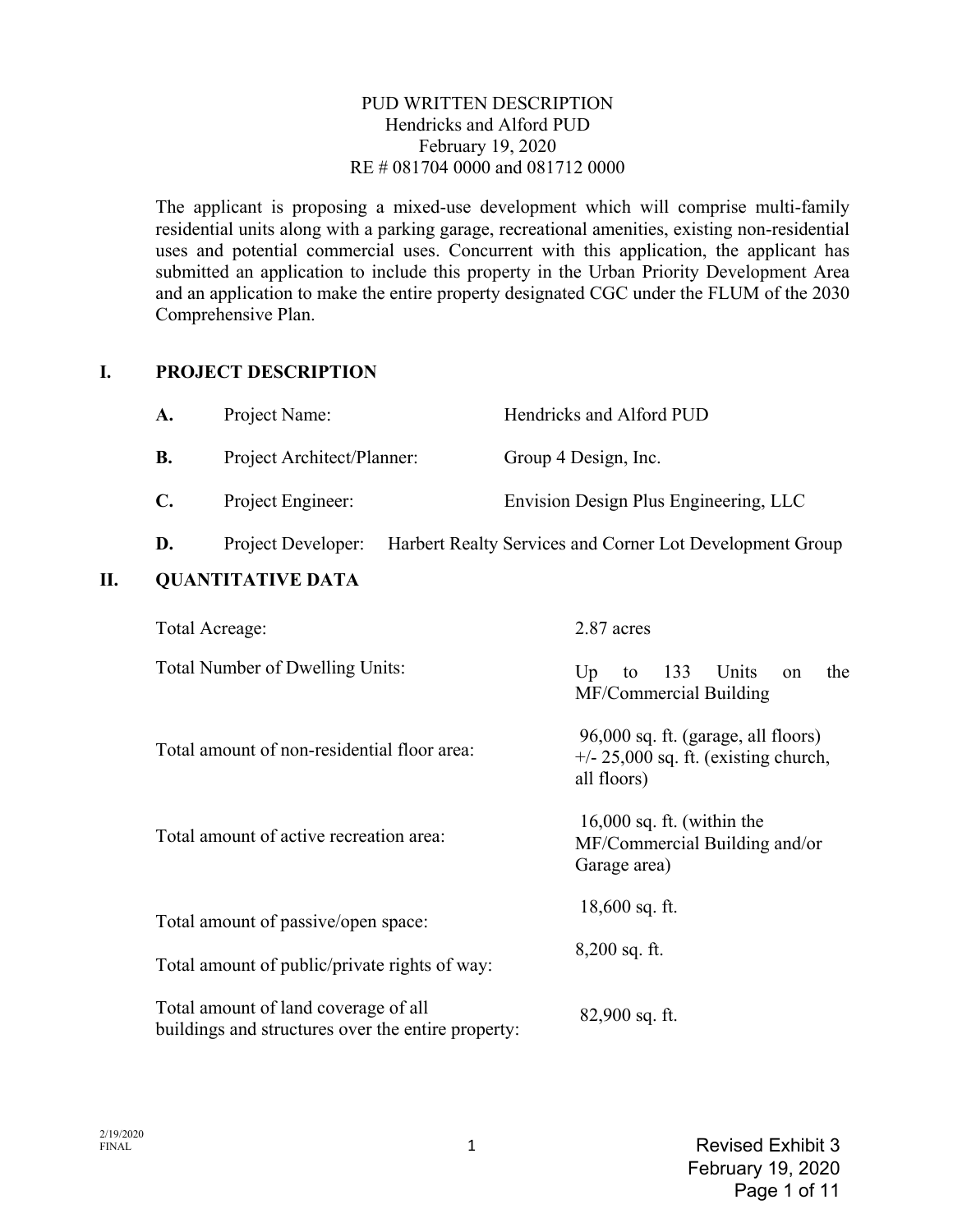PUD WRITTEN DESCRIPTION
Hendricks and Alford PUD
February 19, 2020
RE # 081704 0000 and 081712 0000

The applicant is proposing a mixed-use development which will comprise multi-family residential units along with a parking garage, recreational amenities, existing non-residential uses and potential commercial uses. Concurrent with this application, the applicant has submitted an application to include this property in the Urban Priority Development Area and an application to make the entire property designated CGC under the FLUM of the 2030 Comprehensive Plan.

## I. PROJECT DESCRIPTION

**A.** Project Name: Hendricks and Alford PUD

**B.** Project Architect/Planner: Group 4 Design, Inc.

**C.** Project Engineer: Envision Design Plus Engineering, LLC

**D.** Project Developer: Harbert Realty Services and Corner Lot Development Group

## II. QUANTITATIVE DATA

| | |
|---|---|
| Total Acreage: | 2.87 acres |
| Total Number of Dwelling Units: | Up to 133 Units on the MF/Commercial Building |
| Total amount of non-residential floor area: | 96,000 sq. ft. (garage, all floors) +/- 25,000 sq. ft. (existing church, all floors) |
| Total amount of active recreation area: | 16,000 sq. ft. (within the MF/Commercial Building and/or Garage area) |
| Total amount of passive/open space: | 18,600 sq. ft. |
| Total amount of public/private rights of way: | 8,200 sq. ft. |
| Total amount of land coverage of all buildings and structures over the entire property: | 82,900 sq. ft. |

2/19/2020
FINAL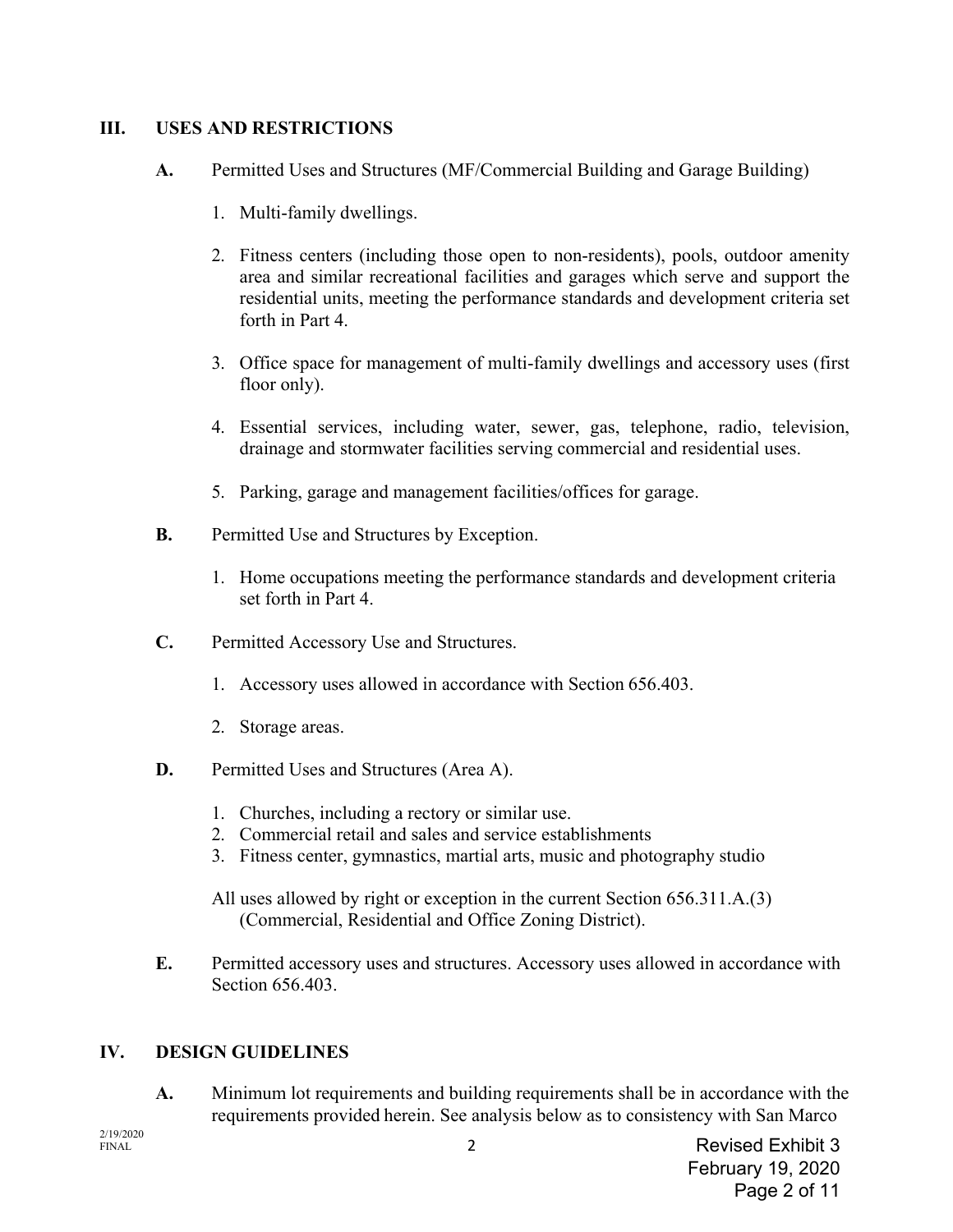## III. USES AND RESTRICTIONS

**A.** Permitted Uses and Structures (MF/Commercial Building and Garage Building)

1. Multi-family dwellings.
2. Fitness centers (including those open to non-residents), pools, outdoor amenity area and similar recreational facilities and garages which serve and support the residential units, meeting the performance standards and development criteria set forth in Part 4.
3. Office space for management of multi-family dwellings and accessory uses (first floor only).
4. Essential services, including water, sewer, gas, telephone, radio, television, drainage and stormwater facilities serving commercial and residential uses.
5. Parking, garage and management facilities/offices for garage.

**B.** Permitted Use and Structures by Exception.

1. Home occupations meeting the performance standards and development criteria set forth in Part 4.

**C.** Permitted Accessory Use and Structures.

1. Accessory uses allowed in accordance with Section 656.403.
2. Storage areas.

**D.** Permitted Uses and Structures (Area A).

1. Churches, including a rectory or similar use.
2. Commercial retail and sales and service establishments
3. Fitness center, gymnastics, martial arts, music and photography studio

All uses allowed by right or exception in the current Section 656.311.A.(3) (Commercial, Residential and Office Zoning District).

**E.** Permitted accessory uses and structures. Accessory uses allowed in accordance with Section 656.403.

## IV. DESIGN GUIDELINES

**A.** Minimum lot requirements and building requirements shall be in accordance with the requirements provided herein. See analysis below as to consistency with San Marco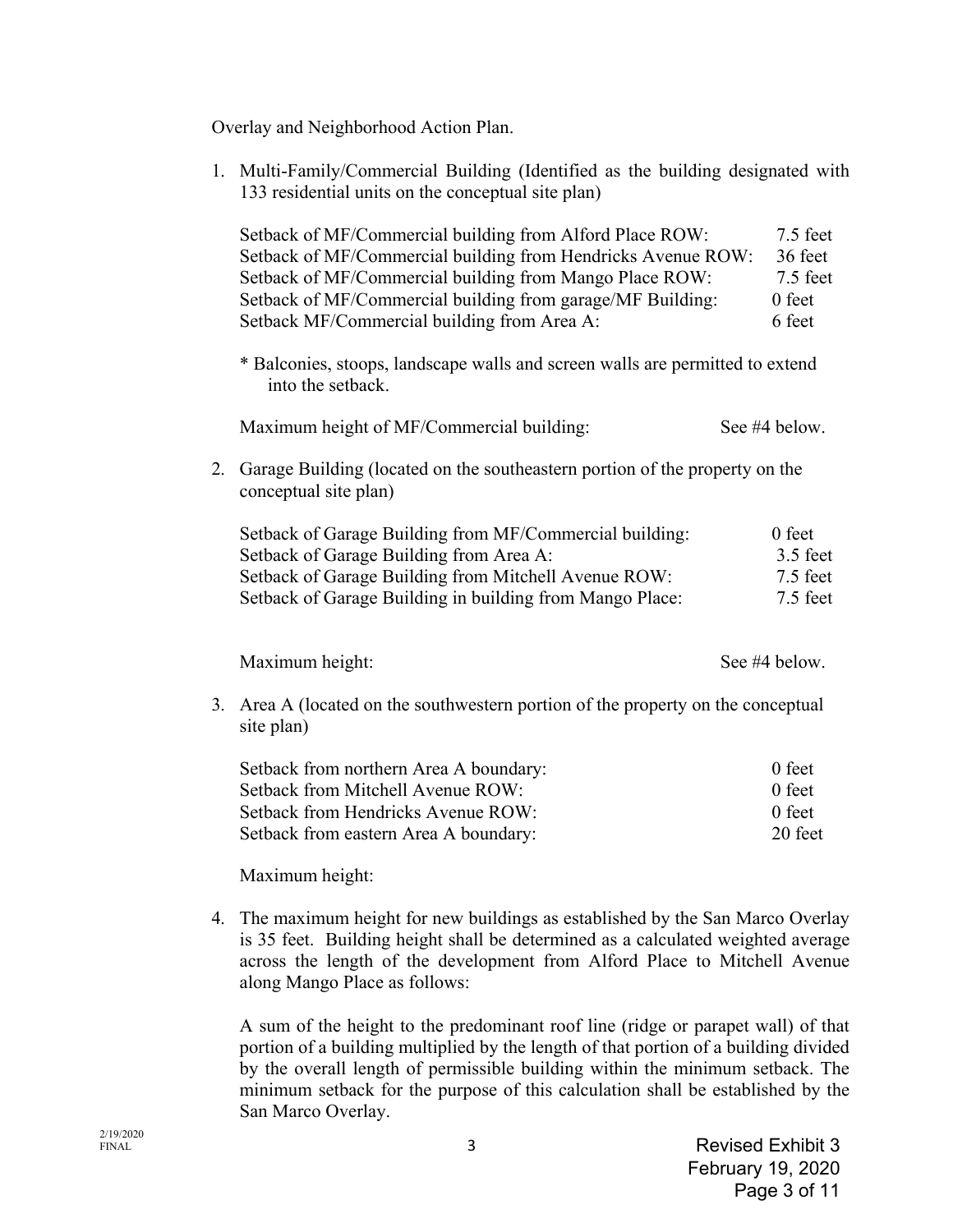Overlay and Neighborhood Action Plan.

1. Multi-Family/Commercial Building (Identified as the building designated with 133 residential units on the conceptual site plan)

| | |
|---|---|
| Setback of MF/Commercial building from Alford Place ROW: | 7.5 feet |
| Setback of MF/Commercial building from Hendricks Avenue ROW: | 36 feet |
| Setback of MF/Commercial building from Mango Place ROW: | 7.5 feet |
| Setback of MF/Commercial building from garage/MF Building: | 0 feet |
| Setback MF/Commercial building from Area A: | 6 feet |

\* Balconies, stoops, landscape walls and screen walls are permitted to extend into the setback.

Maximum height of MF/Commercial building: See #4 below.

2. Garage Building (located on the southeastern portion of the property on the conceptual site plan)

| | |
|---|---|
| Setback of Garage Building from MF/Commercial building: | 0 feet |
| Setback of Garage Building from Area A: | 3.5 feet |
| Setback of Garage Building from Mitchell Avenue ROW: | 7.5 feet |
| Setback of Garage Building in building from Mango Place: | 7.5 feet |

Maximum height: See #4 below.

3. Area A (located on the southwestern portion of the property on the conceptual site plan)

| | |
|---|---|
| Setback from northern Area A boundary: | 0 feet |
| Setback from Mitchell Avenue ROW: | 0 feet |
| Setback from Hendricks Avenue ROW: | 0 feet |
| Setback from eastern Area A boundary: | 20 feet |

Maximum height:

4. The maximum height for new buildings as established by the San Marco Overlay is 35 feet. Building height shall be determined as a calculated weighted average across the length of the development from Alford Place to Mitchell Avenue along Mango Place as follows:

   A sum of the height to the predominant roof line (ridge or parapet wall) of that portion of a building multiplied by the length of that portion of a building divided by the overall length of permissible building within the minimum setback. The minimum setback for the purpose of this calculation shall be established by the San Marco Overlay.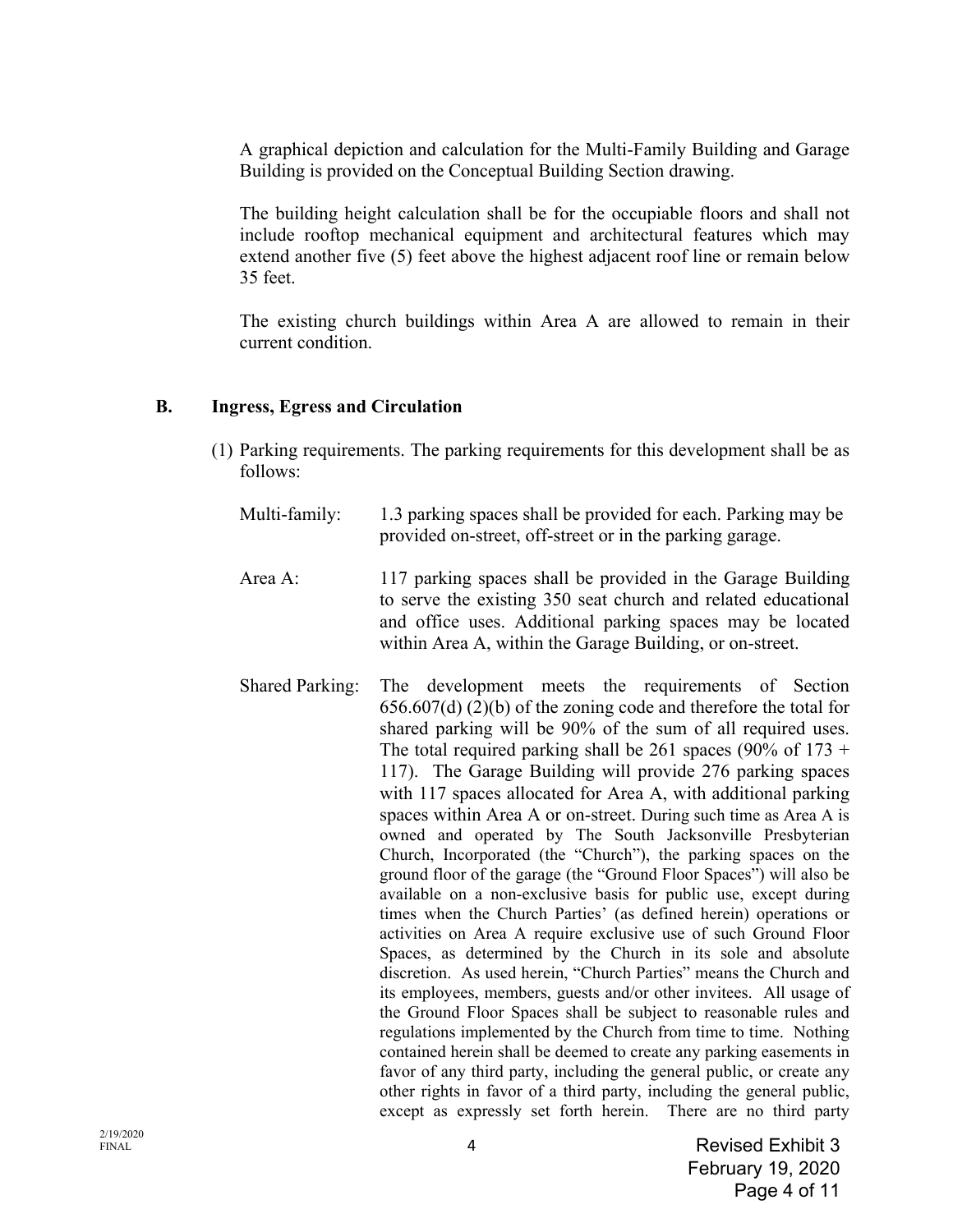A graphical depiction and calculation for the Multi-Family Building and Garage Building is provided on the Conceptual Building Section drawing.

The building height calculation shall be for the occupiable floors and shall not include rooftop mechanical equipment and architectural features which may extend another five (5) feet above the highest adjacent roof line or remain below 35 feet.

The existing church buildings within Area A are allowed to remain in their current condition.

## B. Ingress, Egress and Circulation

(1) Parking requirements. The parking requirements for this development shall be as follows:

Multi-family: 1.3 parking spaces shall be provided for each. Parking may be provided on-street, off-street or in the parking garage.

Area A: 117 parking spaces shall be provided in the Garage Building to serve the existing 350 seat church and related educational and office uses. Additional parking spaces may be located within Area A, within the Garage Building, or on-street.

Shared Parking: The development meets the requirements of Section 656.607(d) (2)(b) of the zoning code and therefore the total for shared parking will be 90% of the sum of all required uses. The total required parking shall be 261 spaces (90% of 173 + 117). The Garage Building will provide 276 parking spaces with 117 spaces allocated for Area A, with additional parking spaces within Area A or on-street. During such time as Area A is owned and operated by The South Jacksonville Presbyterian Church, Incorporated (the "Church"), the parking spaces on the ground floor of the garage (the "Ground Floor Spaces") will also be available on a non-exclusive basis for public use, except during times when the Church Parties' (as defined herein) operations or activities on Area A require exclusive use of such Ground Floor Spaces, as determined by the Church in its sole and absolute discretion. As used herein, "Church Parties" means the Church and its employees, members, guests and/or other invitees. All usage of the Ground Floor Spaces shall be subject to reasonable rules and regulations implemented by the Church from time to time. Nothing contained herein shall be deemed to create any parking easements in favor of any third party, including the general public, or create any other rights in favor of a third party, including the general public, except as expressly set forth herein. There are no third party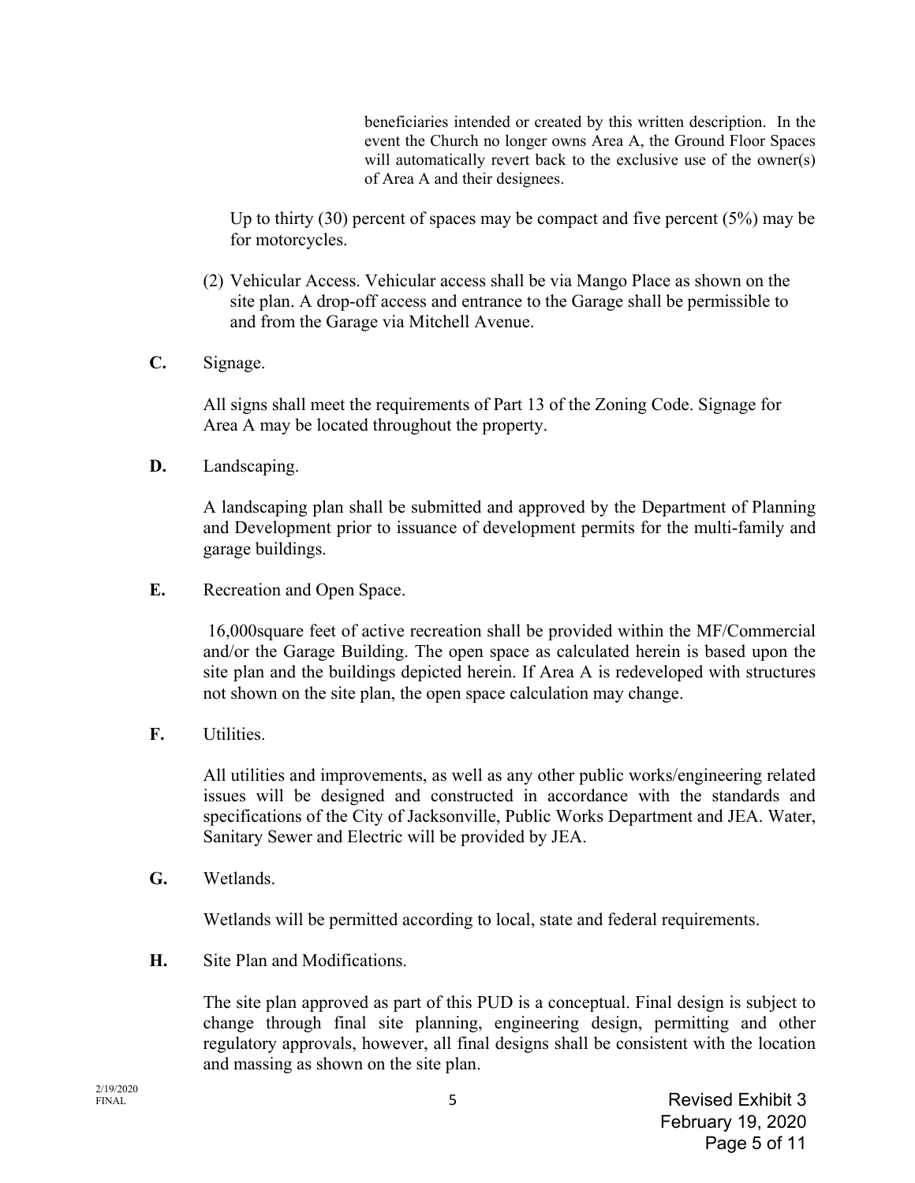beneficiaries intended or created by this written description. In the event the Church no longer owns Area A, the Ground Floor Spaces will automatically revert back to the exclusive use of the owner(s) of Area A and their designees.

Up to thirty (30) percent of spaces may be compact and five percent (5%) may be for motorcycles.

(2) Vehicular Access. Vehicular access shall be via Mango Place as shown on the site plan. A drop-off access and entrance to the Garage shall be permissible to and from the Garage via Mitchell Avenue.

**C.** Signage.

All signs shall meet the requirements of Part 13 of the Zoning Code. Signage for Area A may be located throughout the property.

**D.** Landscaping.

A landscaping plan shall be submitted and approved by the Department of Planning and Development prior to issuance of development permits for the multi-family and garage buildings.

**E.** Recreation and Open Space.

16,000square feet of active recreation shall be provided within the MF/Commercial and/or the Garage Building. The open space as calculated herein is based upon the site plan and the buildings depicted herein. If Area A is redeveloped with structures not shown on the site plan, the open space calculation may change.

**F.** Utilities.

All utilities and improvements, as well as any other public works/engineering related issues will be designed and constructed in accordance with the standards and specifications of the City of Jacksonville, Public Works Department and JEA. Water, Sanitary Sewer and Electric will be provided by JEA.

**G.** Wetlands.

Wetlands will be permitted according to local, state and federal requirements.

**H.** Site Plan and Modifications.

The site plan approved as part of this PUD is a conceptual. Final design is subject to change through final site planning, engineering design, permitting and other regulatory approvals, however, all final designs shall be consistent with the location and massing as shown on the site plan.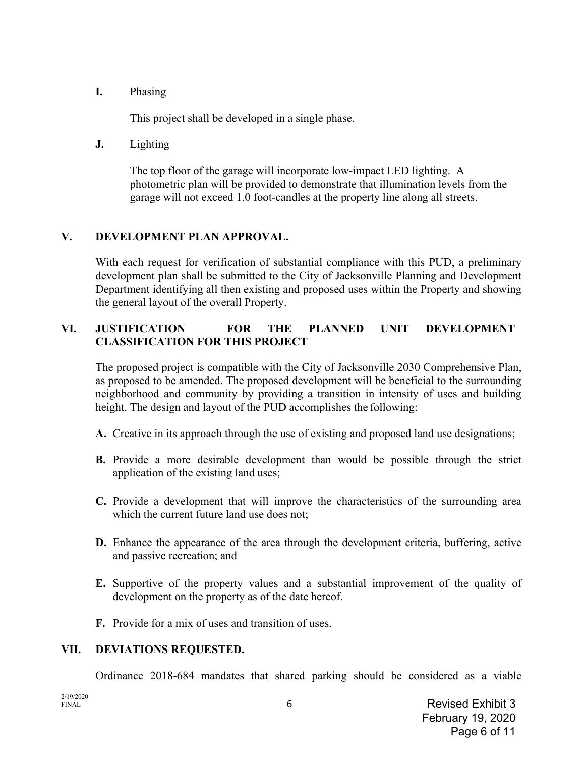**I.** Phasing

This project shall be developed in a single phase.

**J.** Lighting

The top floor of the garage will incorporate low-impact LED lighting. A photometric plan will be provided to demonstrate that illumination levels from the garage will not exceed 1.0 foot-candles at the property line along all streets.

## V. DEVELOPMENT PLAN APPROVAL.

With each request for verification of substantial compliance with this PUD, a preliminary development plan shall be submitted to the City of Jacksonville Planning and Development Department identifying all then existing and proposed uses within the Property and showing the general layout of the overall Property.

## VI. JUSTIFICATION FOR THE PLANNED UNIT DEVELOPMENT CLASSIFICATION FOR THIS PROJECT

The proposed project is compatible with the City of Jacksonville 2030 Comprehensive Plan, as proposed to be amended. The proposed development will be beneficial to the surrounding neighborhood and community by providing a transition in intensity of uses and building height. The design and layout of the PUD accomplishes the following:

**A.** Creative in its approach through the use of existing and proposed land use designations;

**B.** Provide a more desirable development than would be possible through the strict application of the existing land uses;

**C.** Provide a development that will improve the characteristics of the surrounding area which the current future land use does not;

**D.** Enhance the appearance of the area through the development criteria, buffering, active and passive recreation; and

**E.** Supportive of the property values and a substantial improvement of the quality of development on the property as of the date hereof.

**F.** Provide for a mix of uses and transition of uses.

## VII. DEVIATIONS REQUESTED.

Ordinance 2018-684 mandates that shared parking should be considered as a viable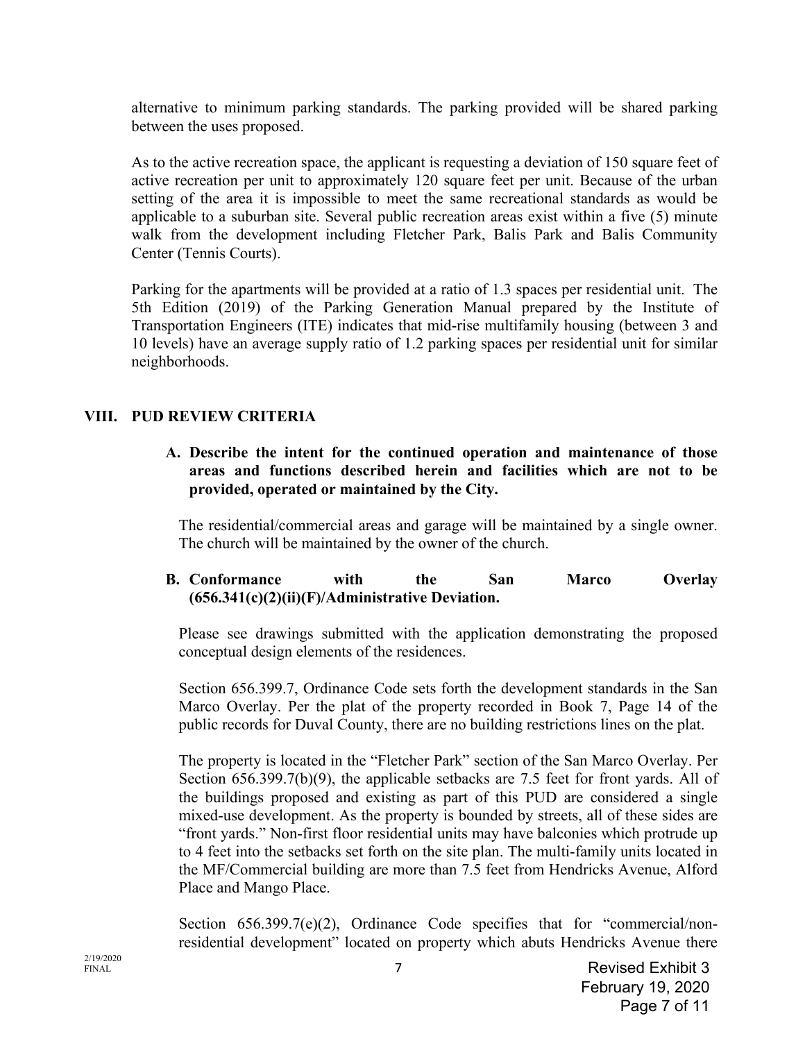alternative to minimum parking standards. The parking provided will be shared parking between the uses proposed.

As to the active recreation space, the applicant is requesting a deviation of 150 square feet of active recreation per unit to approximately 120 square feet per unit. Because of the urban setting of the area it is impossible to meet the same recreational standards as would be applicable to a suburban site. Several public recreation areas exist within a five (5) minute walk from the development including Fletcher Park, Balis Park and Balis Community Center (Tennis Courts).

Parking for the apartments will be provided at a ratio of 1.3 spaces per residential unit. The 5th Edition (2019) of the Parking Generation Manual prepared by the Institute of Transportation Engineers (ITE) indicates that mid-rise multifamily housing (between 3 and 10 levels) have an average supply ratio of 1.2 parking spaces per residential unit for similar neighborhoods.

## VIII. PUD REVIEW CRITERIA

### A. Describe the intent for the continued operation and maintenance of those areas and functions described herein and facilities which are not to be provided, operated or maintained by the City.

The residential/commercial areas and garage will be maintained by a single owner. The church will be maintained by the owner of the church.

### B. Conformance with the San Marco Overlay (656.341(c)(2)(ii)(F)/Administrative Deviation.

Please see drawings submitted with the application demonstrating the proposed conceptual design elements of the residences.

Section 656.399.7, Ordinance Code sets forth the development standards in the San Marco Overlay. Per the plat of the property recorded in Book 7, Page 14 of the public records for Duval County, there are no building restrictions lines on the plat.

The property is located in the "Fletcher Park" section of the San Marco Overlay. Per Section 656.399.7(b)(9), the applicable setbacks are 7.5 feet for front yards. All of the buildings proposed and existing as part of this PUD are considered a single mixed-use development. As the property is bounded by streets, all of these sides are "front yards." Non-first floor residential units may have balconies which protrude up to 4 feet into the setbacks set forth on the site plan. The multi-family units located in the MF/Commercial building are more than 7.5 feet from Hendricks Avenue, Alford Place and Mango Place.

Section 656.399.7(e)(2), Ordinance Code specifies that for "commercial/non-residential development" located on property which abuts Hendricks Avenue there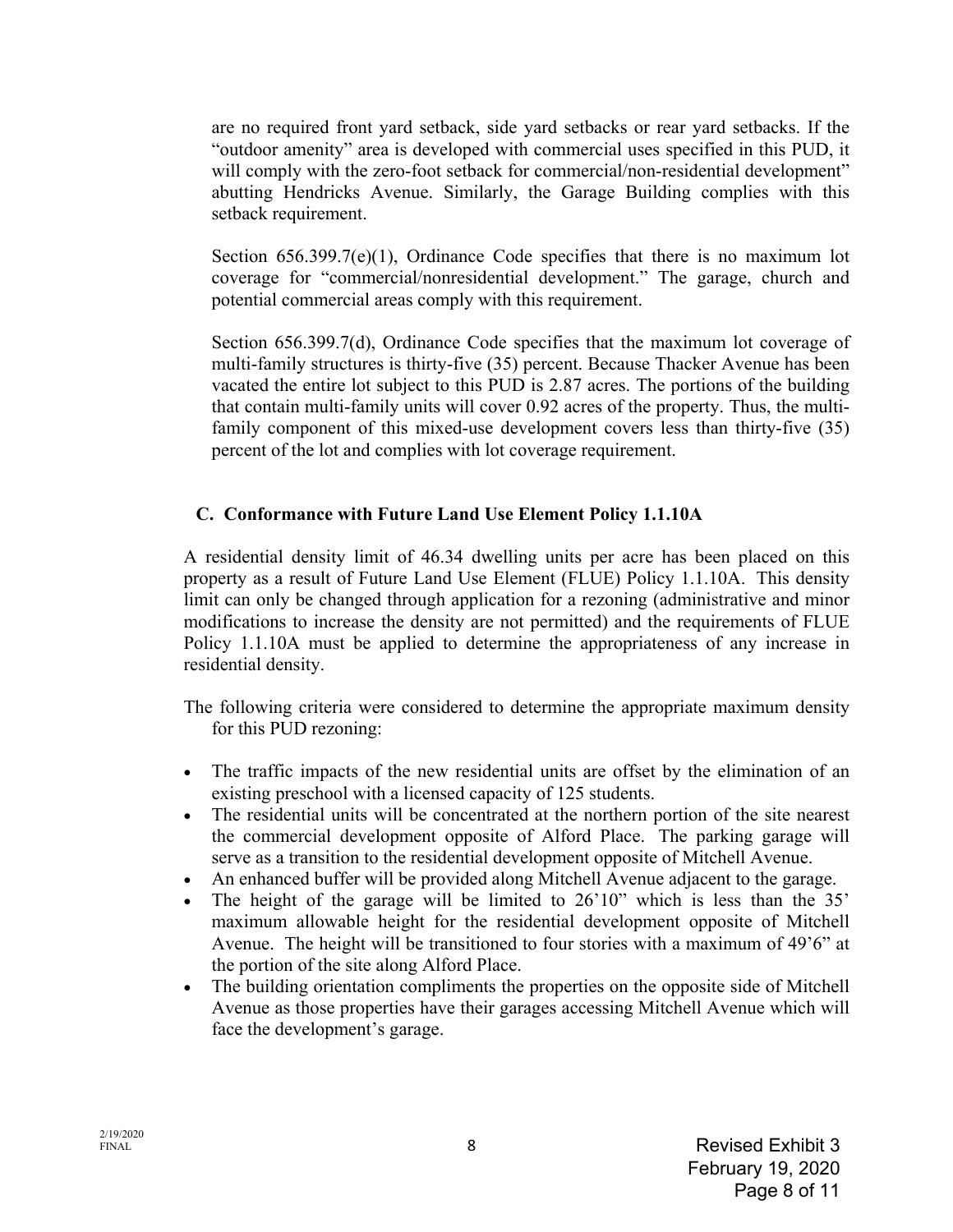are no required front yard setback, side yard setbacks or rear yard setbacks. If the "outdoor amenity" area is developed with commercial uses specified in this PUD, it will comply with the zero-foot setback for commercial/non-residential development" abutting Hendricks Avenue. Similarly, the Garage Building complies with this setback requirement.

Section 656.399.7(e)(1), Ordinance Code specifies that there is no maximum lot coverage for "commercial/nonresidential development." The garage, church and potential commercial areas comply with this requirement.

Section 656.399.7(d), Ordinance Code specifies that the maximum lot coverage of multi-family structures is thirty-five (35) percent. Because Thacker Avenue has been vacated the entire lot subject to this PUD is 2.87 acres. The portions of the building that contain multi-family units will cover 0.92 acres of the property. Thus, the multi-family component of this mixed-use development covers less than thirty-five (35) percent of the lot and complies with lot coverage requirement.

## C. Conformance with Future Land Use Element Policy 1.1.10A

A residential density limit of 46.34 dwelling units per acre has been placed on this property as a result of Future Land Use Element (FLUE) Policy 1.1.10A. This density limit can only be changed through application for a rezoning (administrative and minor modifications to increase the density are not permitted) and the requirements of FLUE Policy 1.1.10A must be applied to determine the appropriateness of any increase in residential density.

The following criteria were considered to determine the appropriate maximum density for this PUD rezoning:

- The traffic impacts of the new residential units are offset by the elimination of an existing preschool with a licensed capacity of 125 students.
- The residential units will be concentrated at the northern portion of the site nearest the commercial development opposite of Alford Place. The parking garage will serve as a transition to the residential development opposite of Mitchell Avenue.
- An enhanced buffer will be provided along Mitchell Avenue adjacent to the garage.
- The height of the garage will be limited to 26'10" which is less than the 35' maximum allowable height for the residential development opposite of Mitchell Avenue. The height will be transitioned to four stories with a maximum of 49'6" at the portion of the site along Alford Place.
- The building orientation compliments the properties on the opposite side of Mitchell Avenue as those properties have their garages accessing Mitchell Avenue which will face the development's garage.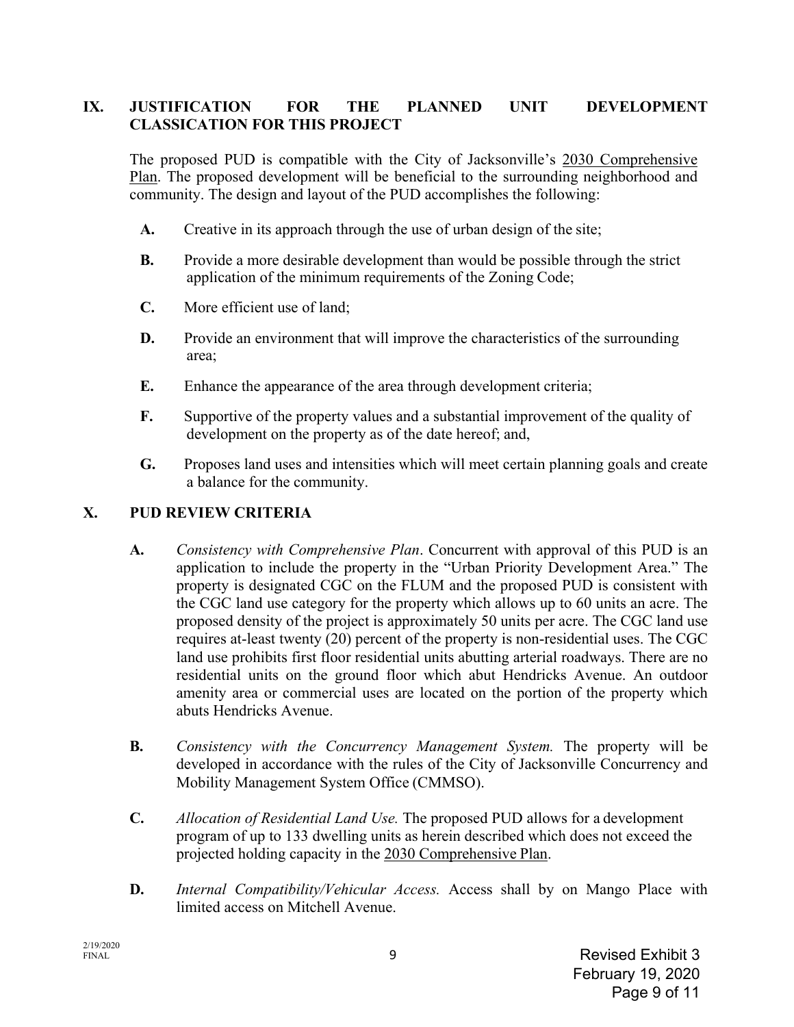## IX. JUSTIFICATION FOR THE PLANNED UNIT DEVELOPMENT CLASSICATION FOR THIS PROJECT

The proposed PUD is compatible with the City of Jacksonville's 2030 Comprehensive Plan. The proposed development will be beneficial to the surrounding neighborhood and community. The design and layout of the PUD accomplishes the following:

**A.** Creative in its approach through the use of urban design of the site;

**B.** Provide a more desirable development than would be possible through the strict application of the minimum requirements of the Zoning Code;

**C.** More efficient use of land;

**D.** Provide an environment that will improve the characteristics of the surrounding area;

**E.** Enhance the appearance of the area through development criteria;

**F.** Supportive of the property values and a substantial improvement of the quality of development on the property as of the date hereof; and,

**G.** Proposes land uses and intensities which will meet certain planning goals and create a balance for the community.

## X. PUD REVIEW CRITERIA

**A.** *Consistency with Comprehensive Plan*. Concurrent with approval of this PUD is an application to include the property in the "Urban Priority Development Area." The property is designated CGC on the FLUM and the proposed PUD is consistent with the CGC land use category for the property which allows up to 60 units an acre. The proposed density of the project is approximately 50 units per acre. The CGC land use requires at-least twenty (20) percent of the property is non-residential uses. The CGC land use prohibits first floor residential units abutting arterial roadways. There are no residential units on the ground floor which abut Hendricks Avenue. An outdoor amenity area or commercial uses are located on the portion of the property which abuts Hendricks Avenue.

**B.** *Consistency with the Concurrency Management System.* The property will be developed in accordance with the rules of the City of Jacksonville Concurrency and Mobility Management System Office (CMMSO).

**C.** *Allocation of Residential Land Use.* The proposed PUD allows for a development program of up to 133 dwelling units as herein described which does not exceed the projected holding capacity in the 2030 Comprehensive Plan.

**D.** *Internal Compatibility/Vehicular Access.* Access shall by on Mango Place with limited access on Mitchell Avenue.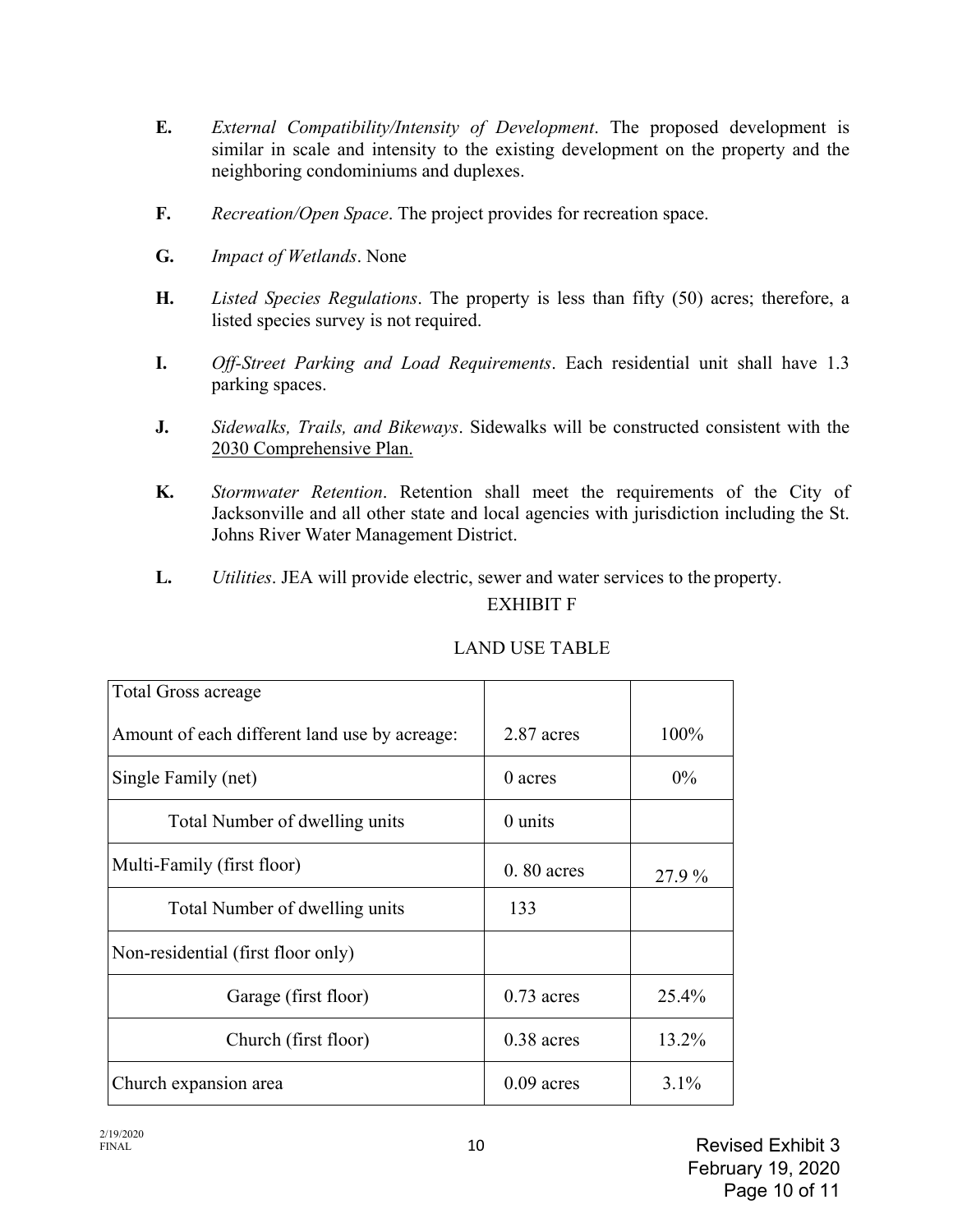**E.** *External Compatibility/Intensity of Development*. The proposed development is similar in scale and intensity to the existing development on the property and the neighboring condominiums and duplexes.

**F.** *Recreation/Open Space*. The project provides for recreation space.

**G.** *Impact of Wetlands*. None

**H.** *Listed Species Regulations*. The property is less than fifty (50) acres; therefore, a listed species survey is not required.

**I.** *Off-Street Parking and Load Requirements*. Each residential unit shall have 1.3 parking spaces.

**J.** *Sidewalks, Trails, and Bikeways*. Sidewalks will be constructed consistent with the <u>2030 Comprehensive Plan.</u>

**K.** *Stormwater Retention*. Retention shall meet the requirements of the City of Jacksonville and all other state and local agencies with jurisdiction including the St. Johns River Water Management District.

**L.** *Utilities*. JEA will provide electric, sewer and water services to the property.

EXHIBIT F

LAND USE TABLE

| Total Gross acreage<br><br>Amount of each different land use by acreage: | 2.87 acres | 100% |
|---|---|---|
| Single Family (net) | 0 acres | 0% |
| Total Number of dwelling units | 0 units | |
| Multi-Family (first floor) | 0. 80 acres | 27.9 % |
| Total Number of dwelling units | 133 | |
| Non-residential (first floor only) | | |
| Garage (first floor) | 0.73 acres | 25.4% |
| Church (first floor) | 0.38 acres | 13.2% |
| Church expansion area | 0.09 acres | 3.1% |

2/19/2020
FINAL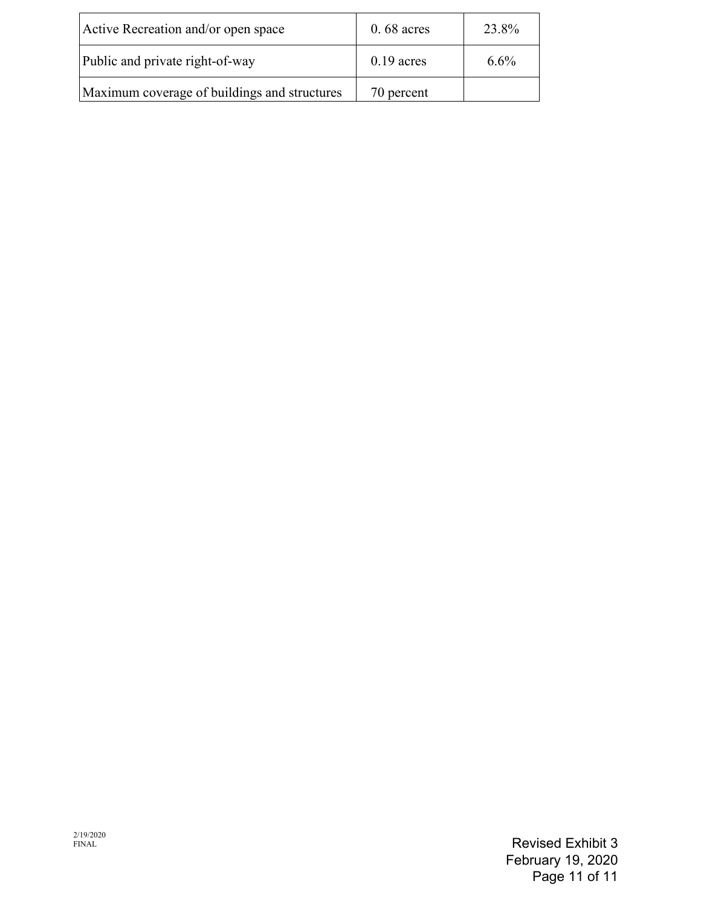| | | |
|---|---|---|
| Active Recreation and/or open space | 0. 68 acres | 23.8% |
| Public and private right-of-way | 0.19 acres | 6.6% |
| Maximum coverage of buildings and structures | 70 percent | |